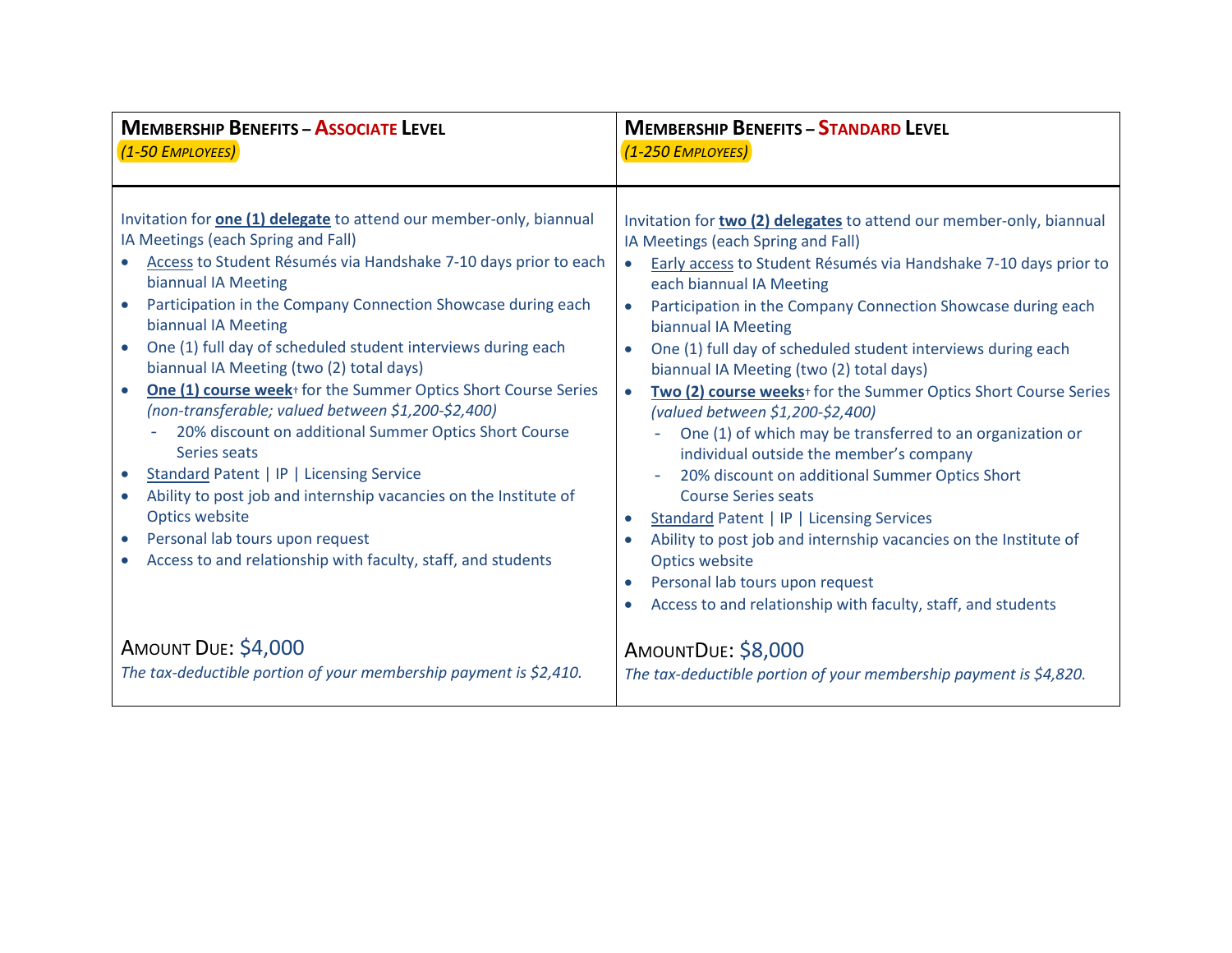| **Membership Benefits – Associate Level**<br>*(1-50 Employees)* | **Membership Benefits – Standard Level**<br>*(1-250 Employees)* |
| --- | --- |
| Invitation for **one (1) delegate** to attend our member-only, biannual IA Meetings (each Spring and Fall)<br>• Access to Student Résumés via Handshake 7-10 days prior to each biannual IA Meeting<br>• Participation in the Company Connection Showcase during each biannual IA Meeting<br>• One (1) full day of scheduled student interviews during each biannual IA Meeting (two (2) total days)<br>• **One (1) course week**† for the Summer Optics Short Course Series *(non-transferable; valued between $1,200-$2,400)*<br>  - 20% discount on additional Summer Optics Short Course Series seats<br>• Standard Patent \| IP \| Licensing Service<br>• Ability to post job and internship vacancies on the Institute of Optics website<br>• Personal lab tours upon request<br>• Access to and relationship with faculty, staff, and students | Invitation for **two (2) delegates** to attend our member-only, biannual IA Meetings (each Spring and Fall)<br>• Early access to Student Résumés via Handshake 7-10 days prior to each biannual IA Meeting<br>• Participation in the Company Connection Showcase during each biannual IA Meeting<br>• One (1) full day of scheduled student interviews during each biannual IA Meeting (two (2) total days)<br>• **Two (2) course weeks**† for the Summer Optics Short Course Series *(valued between $1,200-$2,400)*<br>  - One (1) of which may be transferred to an organization or individual outside the member's company<br>  - 20% discount on additional Summer Optics Short Course Series seats<br>• Standard Patent \| IP \| Licensing Services<br>• Ability to post job and internship vacancies on the Institute of Optics website<br>• Personal lab tours upon request<br>• Access to and relationship with faculty, staff, and students |
| Amount Due: $4,000<br>*The tax-deductible portion of your membership payment is $2,410.* | AmountDue: $8,000<br>*The tax-deductible portion of your membership payment is $4,820.* |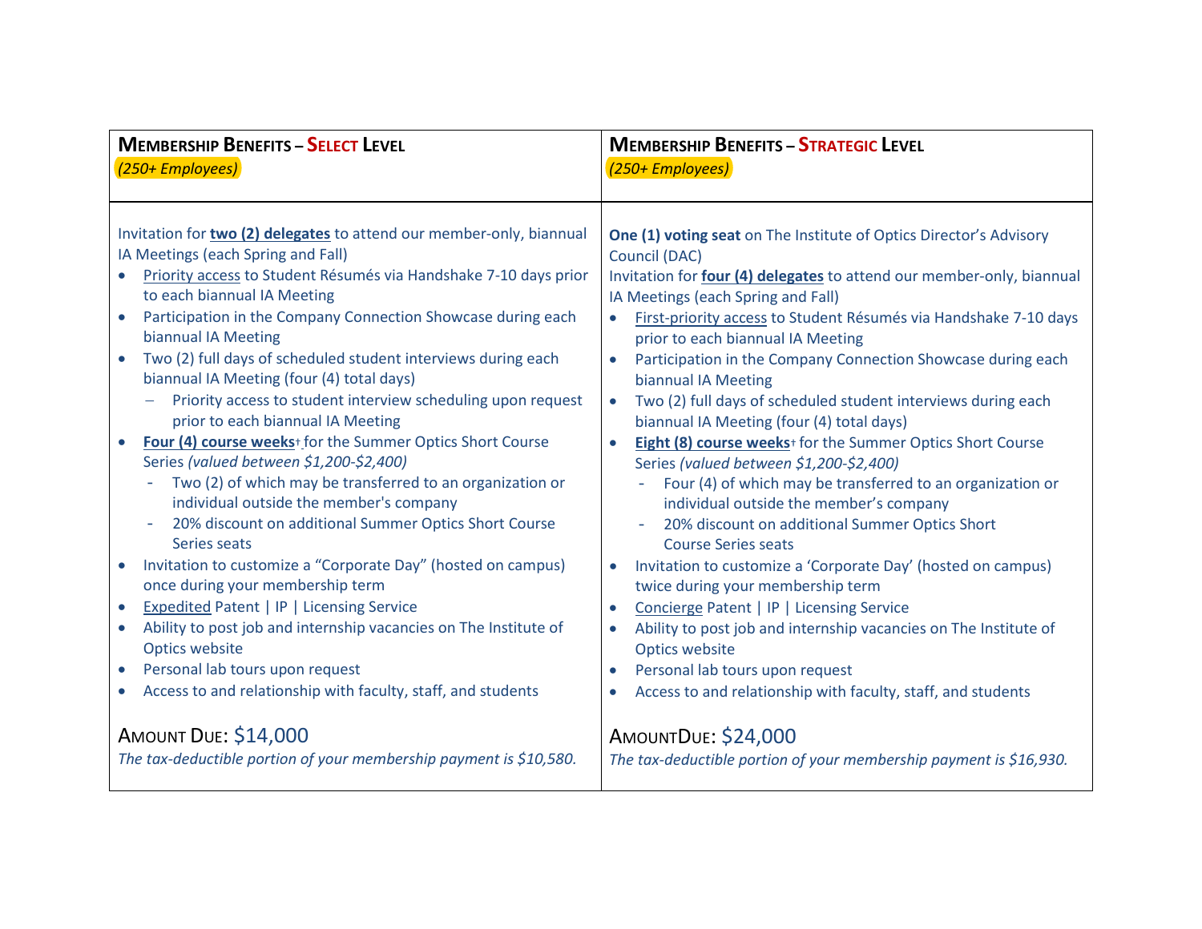| **MEMBERSHIP BENEFITS – SELECT LEVEL**<br>*(250+ Employees)* | **MEMBERSHIP BENEFITS – STRATEGIC LEVEL**<br>*(250+ Employees)* |
|---|---|
| Invitation for **two (2) delegates** to attend our member-only, biannual IA Meetings (each Spring and Fall)<br>• Priority access to Student Résumés via Handshake 7-10 days prior to each biannual IA Meeting<br>• Participation in the Company Connection Showcase during each biannual IA Meeting<br>• Two (2) full days of scheduled student interviews during each biannual IA Meeting (four (4) total days)<br>&nbsp;&nbsp;– Priority access to student interview scheduling upon request prior to each biannual IA Meeting<br>• **Four (4) course weeks**† for the Summer Optics Short Course Series *(valued between $1,200-$2,400)*<br>&nbsp;&nbsp;- Two (2) of which may be transferred to an organization or individual outside the member's company<br>&nbsp;&nbsp;- 20% discount on additional Summer Optics Short Course Series seats<br>• Invitation to customize a "Corporate Day" (hosted on campus) once during your membership term<br>• Expedited Patent \| IP \| Licensing Service<br>• Ability to post job and internship vacancies on The Institute of Optics website<br>• Personal lab tours upon request<br>• Access to and relationship with faculty, staff, and students<br><br>AMOUNT DUE: $14,000<br>*The tax-deductible portion of your membership payment is $10,580.* | **One (1) voting seat** on The Institute of Optics Director's Advisory Council (DAC)<br>Invitation for **four (4) delegates** to attend our member-only, biannual IA Meetings (each Spring and Fall)<br>• First-priority access to Student Résumés via Handshake 7-10 days prior to each biannual IA Meeting<br>• Participation in the Company Connection Showcase during each biannual IA Meeting<br>• Two (2) full days of scheduled student interviews during each biannual IA Meeting (four (4) total days)<br>• **Eight (8) course weeks**† for the Summer Optics Short Course Series *(valued between $1,200-$2,400)*<br>&nbsp;&nbsp;- Four (4) of which may be transferred to an organization or individual outside the member's company<br>&nbsp;&nbsp;- 20% discount on additional Summer Optics Short Course Series seats<br>• Invitation to customize a 'Corporate Day' (hosted on campus) twice during your membership term<br>• Concierge Patent \| IP \| Licensing Service<br>• Ability to post job and internship vacancies on The Institute of Optics website<br>• Personal lab tours upon request<br>• Access to and relationship with faculty, staff, and students<br><br>AMOUNTDUE: $24,000<br>*The tax-deductible portion of your membership payment is $16,930.* |